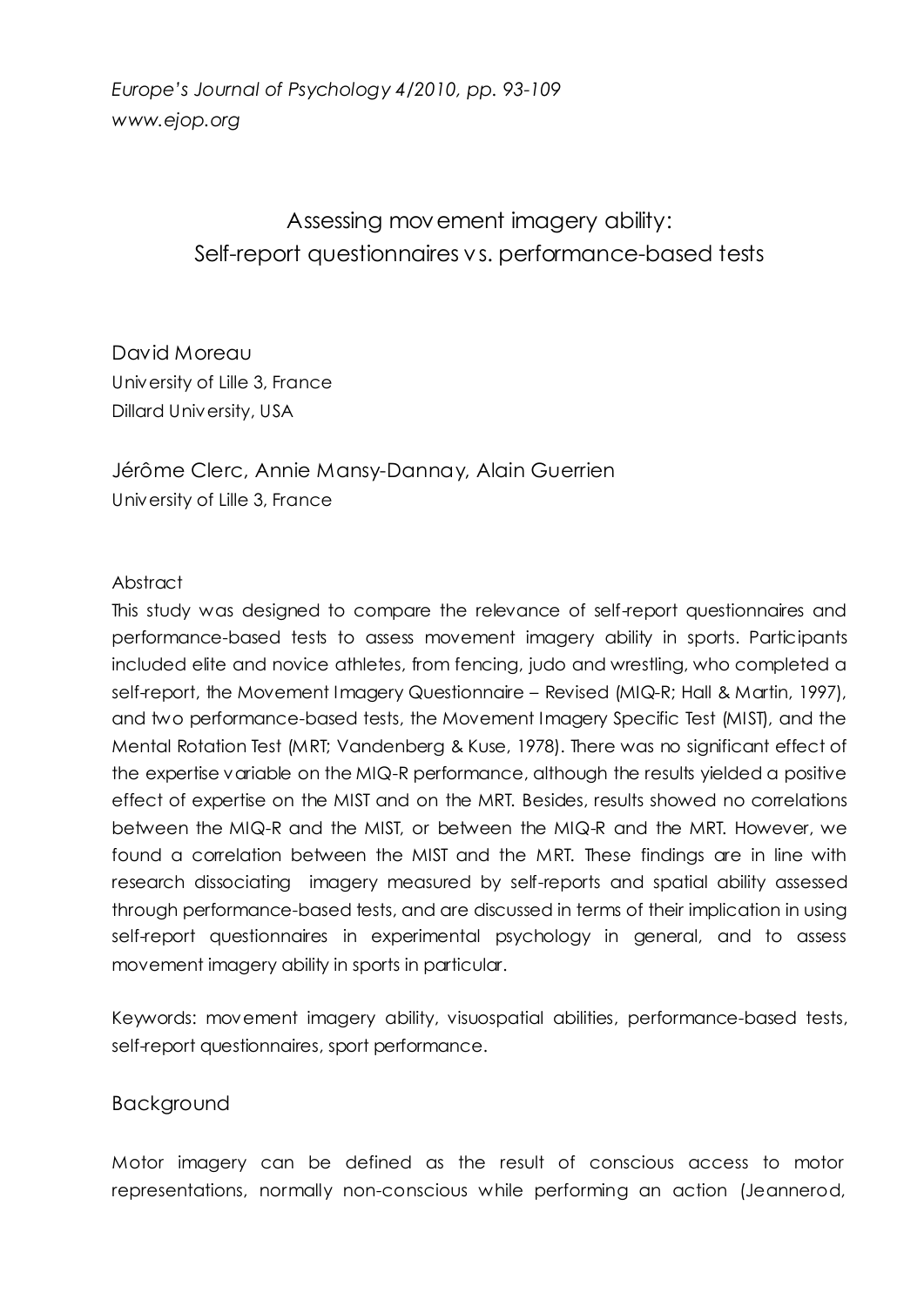*Europe's Journal of Psychology 4/2010, pp. 93-109*
*www.ejop.org*

# Assessing movement imagery ability: Self-report questionnaires vs. performance-based tests

David Moreau
University of Lille 3, France
Dillard University, USA

Jérôme Clerc, Annie Mansy-Dannay, Alain Guerrien
University of Lille 3, France

Abstract

This study was designed to compare the relevance of self-report questionnaires and performance-based tests to assess movement imagery ability in sports. Participants included elite and novice athletes, from fencing, judo and wrestling, who completed a self-report, the Movement Imagery Questionnaire – Revised (MIQ-R; Hall & Martin, 1997), and two performance-based tests, the Movement Imagery Specific Test (MIST), and the Mental Rotation Test (MRT; Vandenberg & Kuse, 1978). There was no significant effect of the expertise variable on the MIQ-R performance, although the results yielded a positive effect of expertise on the MIST and on the MRT. Besides, results showed no correlations between the MIQ-R and the MIST, or between the MIQ-R and the MRT. However, we found a correlation between the MIST and the MRT. These findings are in line with research dissociating imagery measured by self-reports and spatial ability assessed through performance-based tests, and are discussed in terms of their implication in using self-report questionnaires in experimental psychology in general, and to assess movement imagery ability in sports in particular.

Keywords: movement imagery ability, visuospatial abilities, performance-based tests, self-report questionnaires, sport performance.

## Background

Motor imagery can be defined as the result of conscious access to motor representations, normally non-conscious while performing an action (Jeannerod,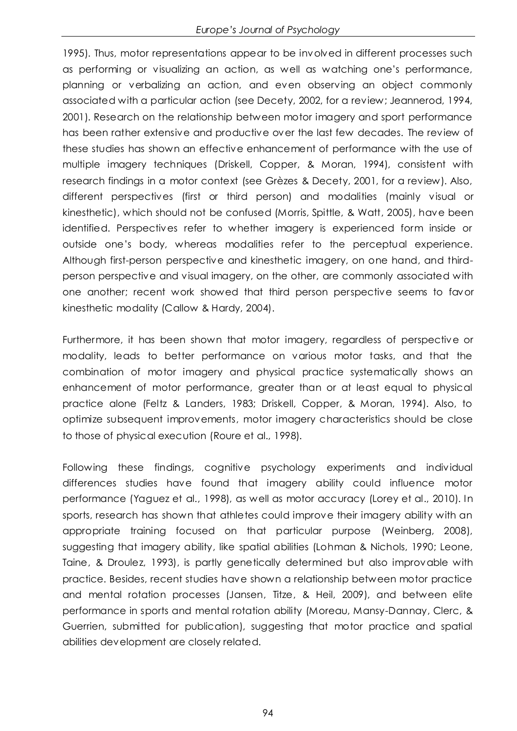1995). Thus, motor representations appear to be involved in different processes such as performing or visualizing an action, as well as watching one's performance, planning or verbalizing an action, and even observing an object commonly associated with a particular action (see Decety, 2002, for a review; Jeannerod, 1994, 2001). Research on the relationship between motor imagery and sport performance has been rather extensive and productive over the last few decades. The review of these studies has shown an effective enhancement of performance with the use of multiple imagery techniques (Driskell, Copper, & Moran, 1994), consistent with research findings in a motor context (see Grèzes & Decety, 2001, for a review). Also, different perspectives (first or third person) and modalities (mainly visual or kinesthetic), which should not be confused (Morris, Spittle, & Watt, 2005), have been identified. Perspectives refer to whether imagery is experienced form inside or outside one's body, whereas modalities refer to the perceptual experience. Although first-person perspective and kinesthetic imagery, on one hand, and third-person perspective and visual imagery, on the other, are commonly associated with one another; recent work showed that third person perspective seems to favor kinesthetic modality (Callow & Hardy, 2004).

Furthermore, it has been shown that motor imagery, regardless of perspective or modality, leads to better performance on various motor tasks, and that the combination of motor imagery and physical practice systematically shows an enhancement of motor performance, greater than or at least equal to physical practice alone (Feltz & Landers, 1983; Driskell, Copper, & Moran, 1994). Also, to optimize subsequent improvements, motor imagery characteristics should be close to those of physical execution (Roure et al., 1998).

Following these findings, cognitive psychology experiments and individual differences studies have found that imagery ability could influence motor performance (Yaguez et al., 1998), as well as motor accuracy (Lorey et al., 2010). In sports, research has shown that athletes could improve their imagery ability with an appropriate training focused on that particular purpose (Weinberg, 2008), suggesting that imagery ability, like spatial abilities (Lohman & Nichols, 1990; Leone, Taine, & Droulez, 1993), is partly genetically determined but also improvable with practice. Besides, recent studies have shown a relationship between motor practice and mental rotation processes (Jansen, Titze, & Heil, 2009), and between elite performance in sports and mental rotation ability (Moreau, Mansy-Dannay, Clerc, & Guerrien, submitted for publication), suggesting that motor practice and spatial abilities development are closely related.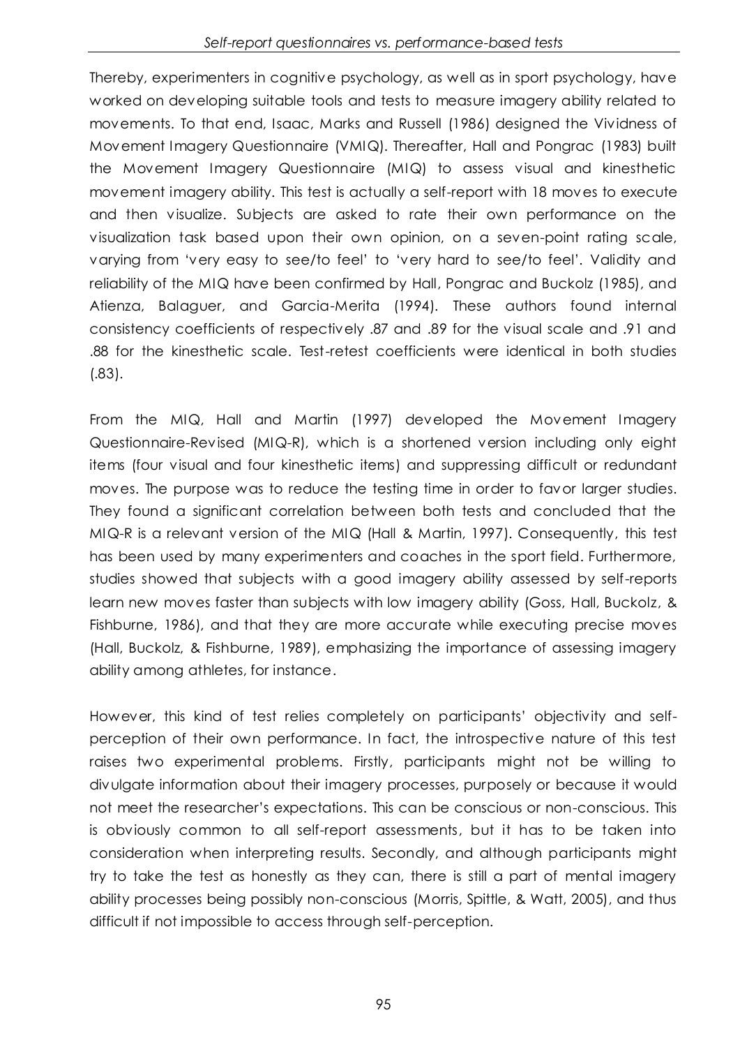Thereby, experimenters in cognitive psychology, as well as in sport psychology, have worked on developing suitable tools and tests to measure imagery ability related to movements. To that end, Isaac, Marks and Russell (1986) designed the Vividness of Movement Imagery Questionnaire (VMIQ). Thereafter, Hall and Pongrac (1983) built the Movement Imagery Questionnaire (MIQ) to assess visual and kinesthetic movement imagery ability. This test is actually a self-report with 18 moves to execute and then visualize. Subjects are asked to rate their own performance on the visualization task based upon their own opinion, on a seven-point rating scale, varying from 'very easy to see/to feel' to 'very hard to see/to feel'. Validity and reliability of the MIQ have been confirmed by Hall, Pongrac and Buckolz (1985), and Atienza, Balaguer, and Garcia-Merita (1994). These authors found internal consistency coefficients of respectively .87 and .89 for the visual scale and .91 and .88 for the kinesthetic scale. Test-retest coefficients were identical in both studies (.83).

From the MIQ, Hall and Martin (1997) developed the Movement Imagery Questionnaire-Revised (MIQ-R), which is a shortened version including only eight items (four visual and four kinesthetic items) and suppressing difficult or redundant moves. The purpose was to reduce the testing time in order to favor larger studies. They found a significant correlation between both tests and concluded that the MIQ-R is a relevant version of the MIQ (Hall & Martin, 1997). Consequently, this test has been used by many experimenters and coaches in the sport field. Furthermore, studies showed that subjects with a good imagery ability assessed by self-reports learn new moves faster than subjects with low imagery ability (Goss, Hall, Buckolz, & Fishburne, 1986), and that they are more accurate while executing precise moves (Hall, Buckolz, & Fishburne, 1989), emphasizing the importance of assessing imagery ability among athletes, for instance.

However, this kind of test relies completely on participants' objectivity and self-perception of their own performance. In fact, the introspective nature of this test raises two experimental problems. Firstly, participants might not be willing to divulgate information about their imagery processes, purposely or because it would not meet the researcher's expectations. This can be conscious or non-conscious. This is obviously common to all self-report assessments, but it has to be taken into consideration when interpreting results. Secondly, and although participants might try to take the test as honestly as they can, there is still a part of mental imagery ability processes being possibly non-conscious (Morris, Spittle, & Watt, 2005), and thus difficult if not impossible to access through self-perception.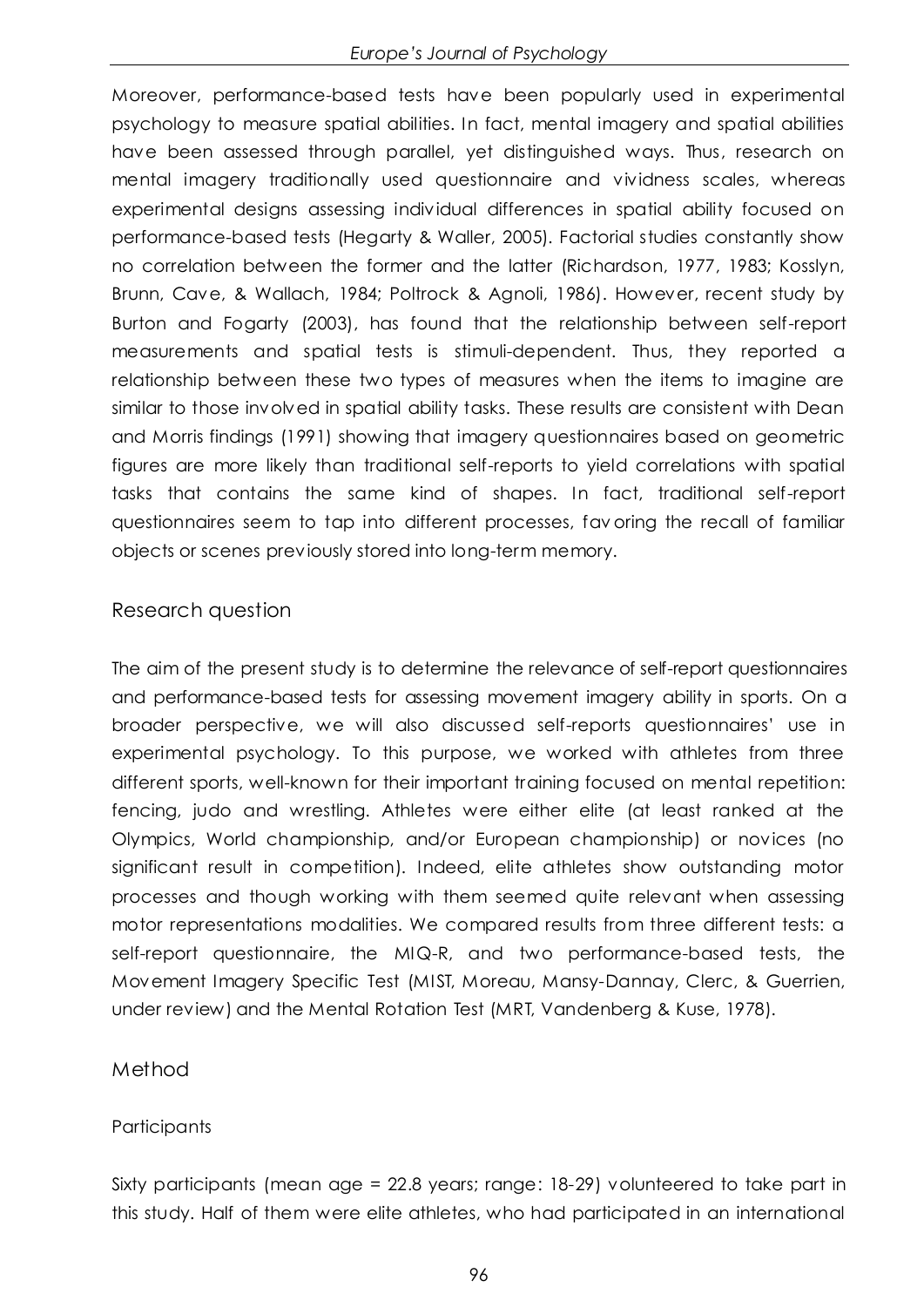Moreover, performance-based tests have been popularly used in experimental psychology to measure spatial abilities. In fact, mental imagery and spatial abilities have been assessed through parallel, yet distinguished ways. Thus, research on mental imagery traditionally used questionnaire and vividness scales, whereas experimental designs assessing individual differences in spatial ability focused on performance-based tests (Hegarty & Waller, 2005). Factorial studies constantly show no correlation between the former and the latter (Richardson, 1977, 1983; Kosslyn, Brunn, Cave, & Wallach, 1984; Poltrock & Agnoli, 1986). However, recent study by Burton and Fogarty (2003), has found that the relationship between self-report measurements and spatial tests is stimuli-dependent. Thus, they reported a relationship between these two types of measures when the items to imagine are similar to those involved in spatial ability tasks. These results are consistent with Dean and Morris findings (1991) showing that imagery questionnaires based on geometric figures are more likely than traditional self-reports to yield correlations with spatial tasks that contains the same kind of shapes. In fact, traditional self-report questionnaires seem to tap into different processes, favoring the recall of familiar objects or scenes previously stored into long-term memory.

## Research question

The aim of the present study is to determine the relevance of self-report questionnaires and performance-based tests for assessing movement imagery ability in sports. On a broader perspective, we will also discussed self-reports questionnaires' use in experimental psychology. To this purpose, we worked with athletes from three different sports, well-known for their important training focused on mental repetition: fencing, judo and wrestling. Athletes were either elite (at least ranked at the Olympics, World championship, and/or European championship) or novices (no significant result in competition). Indeed, elite athletes show outstanding motor processes and though working with them seemed quite relevant when assessing motor representations modalities. We compared results from three different tests: a self-report questionnaire, the MIQ-R, and two performance-based tests, the Movement Imagery Specific Test (MIST, Moreau, Mansy-Dannay, Clerc, & Guerrien, under review) and the Mental Rotation Test (MRT, Vandenberg & Kuse, 1978).

## Method

### Participants

Sixty participants (mean age = 22.8 years; range: 18-29) volunteered to take part in this study. Half of them were elite athletes, who had participated in an international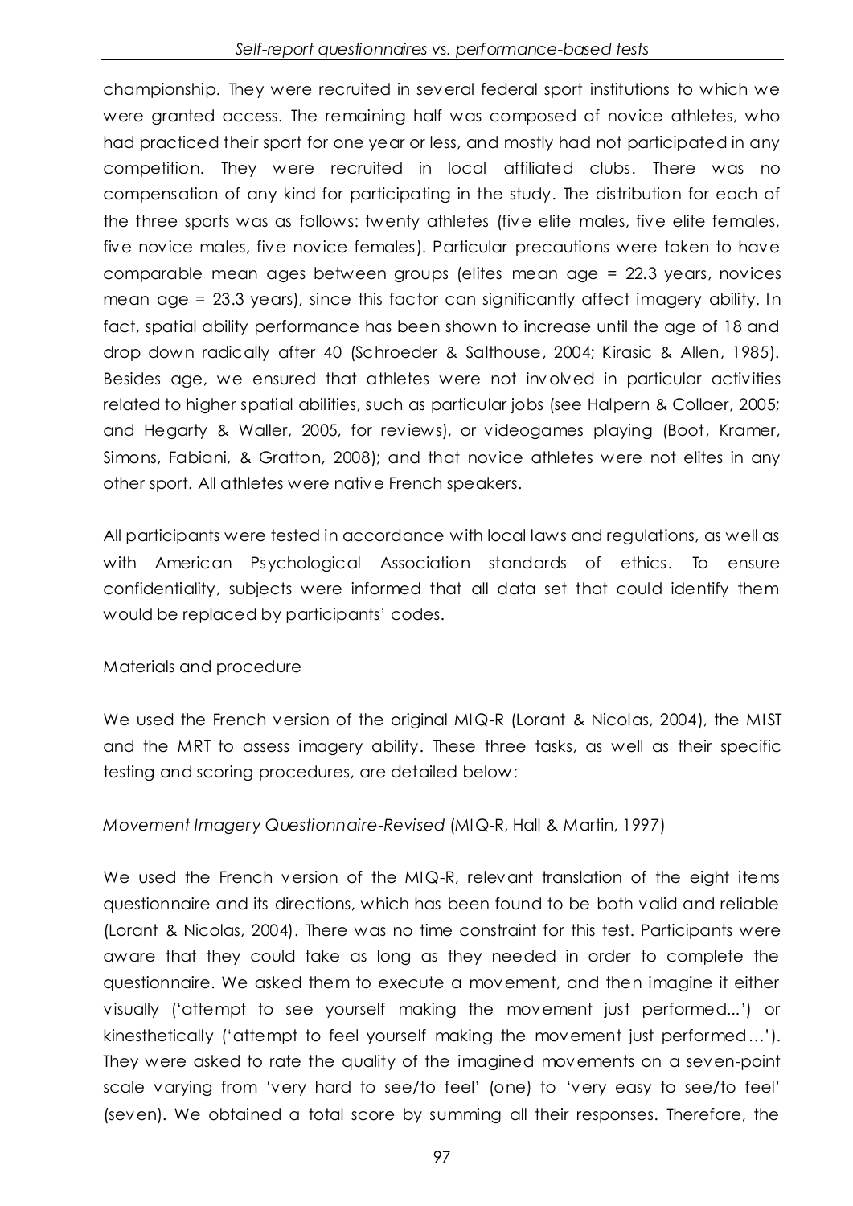championship. They were recruited in several federal sport institutions to which we were granted access. The remaining half was composed of novice athletes, who had practiced their sport for one year or less, and mostly had not participated in any competition. They were recruited in local affiliated clubs. There was no compensation of any kind for participating in the study. The distribution for each of the three sports was as follows: twenty athletes (five elite males, five elite females, five novice males, five novice females). Particular precautions were taken to have comparable mean ages between groups (elites mean age = 22.3 years, novices mean age = 23.3 years), since this factor can significantly affect imagery ability. In fact, spatial ability performance has been shown to increase until the age of 18 and drop down radically after 40 (Schroeder & Salthouse, 2004; Kirasic & Allen, 1985). Besides age, we ensured that athletes were not involved in particular activities related to higher spatial abilities, such as particular jobs (see Halpern & Collaer, 2005; and Hegarty & Waller, 2005, for reviews), or videogames playing (Boot, Kramer, Simons, Fabiani, & Gratton, 2008); and that novice athletes were not elites in any other sport. All athletes were native French speakers.

All participants were tested in accordance with local laws and regulations, as well as with American Psychological Association standards of ethics. To ensure confidentiality, subjects were informed that all data set that could identify them would be replaced by participants' codes.

## Materials and procedure

We used the French version of the original MIQ-R (Lorant & Nicolas, 2004), the MIST and the MRT to assess imagery ability. These three tasks, as well as their specific testing and scoring procedures, are detailed below:

### *Movement Imagery Questionnaire-Revised* (MIQ-R, Hall & Martin, 1997)

We used the French version of the MIQ-R, relevant translation of the eight items questionnaire and its directions, which has been found to be both valid and reliable (Lorant & Nicolas, 2004). There was no time constraint for this test. Participants were aware that they could take as long as they needed in order to complete the questionnaire. We asked them to execute a movement, and then imagine it either visually ('attempt to see yourself making the movement just performed...') or kinesthetically ('attempt to feel yourself making the movement just performed…'). They were asked to rate the quality of the imagined movements on a seven-point scale varying from 'very hard to see/to feel' (one) to 'very easy to see/to feel' (seven). We obtained a total score by summing all their responses. Therefore, the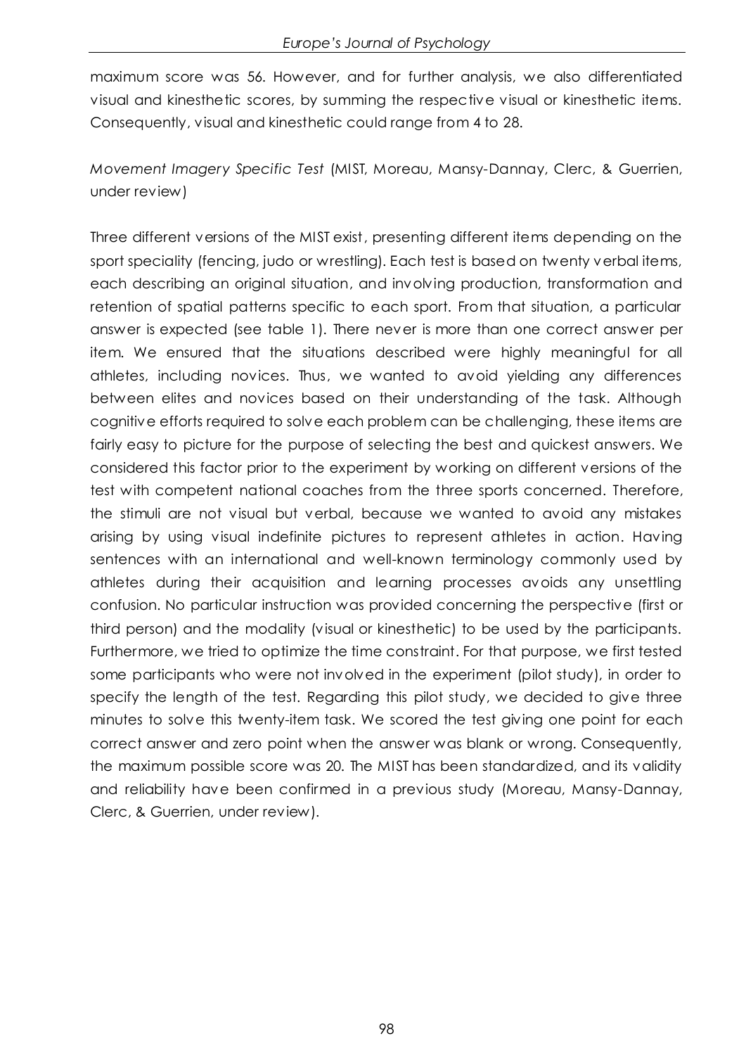maximum score was 56. However, and for further analysis, we also differentiated visual and kinesthetic scores, by summing the respective visual or kinesthetic items. Consequently, visual and kinesthetic could range from 4 to 28.

*Movement Imagery Specific Test* (MIST, Moreau, Mansy-Dannay, Clerc, & Guerrien, under review)

Three different versions of the MIST exist, presenting different items depending on the sport speciality (fencing, judo or wrestling). Each test is based on twenty verbal items, each describing an original situation, and involving production, transformation and retention of spatial patterns specific to each sport. From that situation, a particular answer is expected (see table 1). There never is more than one correct answer per item. We ensured that the situations described were highly meaningful for all athletes, including novices. Thus, we wanted to avoid yielding any differences between elites and novices based on their understanding of the task. Although cognitive efforts required to solve each problem can be challenging, these items are fairly easy to picture for the purpose of selecting the best and quickest answers. We considered this factor prior to the experiment by working on different versions of the test with competent national coaches from the three sports concerned. Therefore, the stimuli are not visual but verbal, because we wanted to avoid any mistakes arising by using visual indefinite pictures to represent athletes in action. Having sentences with an international and well-known terminology commonly used by athletes during their acquisition and learning processes avoids any unsettling confusion. No particular instruction was provided concerning the perspective (first or third person) and the modality (visual or kinesthetic) to be used by the participants. Furthermore, we tried to optimize the time constraint. For that purpose, we first tested some participants who were not involved in the experiment (pilot study), in order to specify the length of the test. Regarding this pilot study, we decided to give three minutes to solve this twenty-item task. We scored the test giving one point for each correct answer and zero point when the answer was blank or wrong. Consequently, the maximum possible score was 20. The MIST has been standardized, and its validity and reliability have been confirmed in a previous study (Moreau, Mansy-Dannay, Clerc, & Guerrien, under review).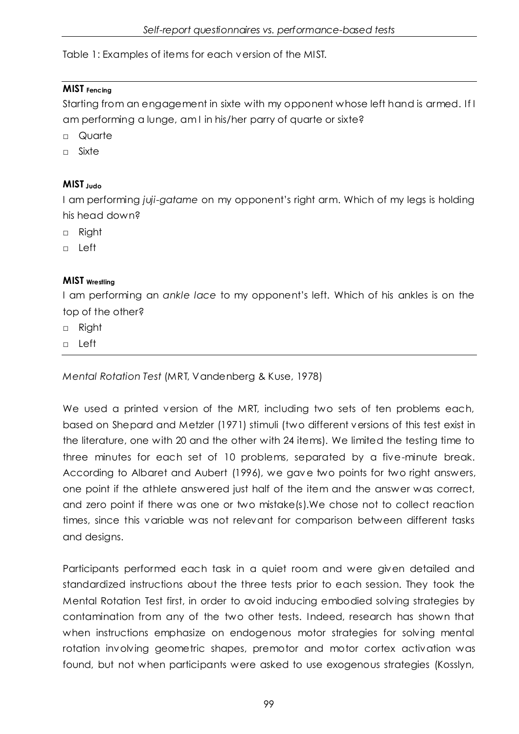Table 1: Examples of items for each version of the MIST.

**MIST $_{\text{Fencing}}$**

Starting from an engagement in sixte with my opponent whose left hand is armed. If I am performing a lunge, am I in his/her parry of quarte or sixte?

- □ Quarte
- □ Sixte

**MIST $_{\text{Judo}}$**

I am performing *juji-gatame* on my opponent's right arm. Which of my legs is holding his head down?

- □ Right
- □ Left

**MIST $_{\text{Wrestling}}$**

I am performing an *ankle lace* to my opponent's left. Which of his ankles is on the top of the other?

- □ Right
- □ Left

*Mental Rotation Test* (MRT, Vandenberg & Kuse, 1978)

We used a printed version of the MRT, including two sets of ten problems each, based on Shepard and Metzler (1971) stimuli (two different versions of this test exist in the literature, one with 20 and the other with 24 items). We limited the testing time to three minutes for each set of 10 problems, separated by a five-minute break. According to Albaret and Aubert (1996), we gave two points for two right answers, one point if the athlete answered just half of the item and the answer was correct, and zero point if there was one or two mistake(s).We chose not to collect reaction times, since this variable was not relevant for comparison between different tasks and designs.

Participants performed each task in a quiet room and were given detailed and standardized instructions about the three tests prior to each session. They took the Mental Rotation Test first, in order to avoid inducing embodied solving strategies by contamination from any of the two other tests. Indeed, research has shown that when instructions emphasize on endogenous motor strategies for solving mental rotation involving geometric shapes, premotor and motor cortex activation was found, but not when participants were asked to use exogenous strategies (Kosslyn,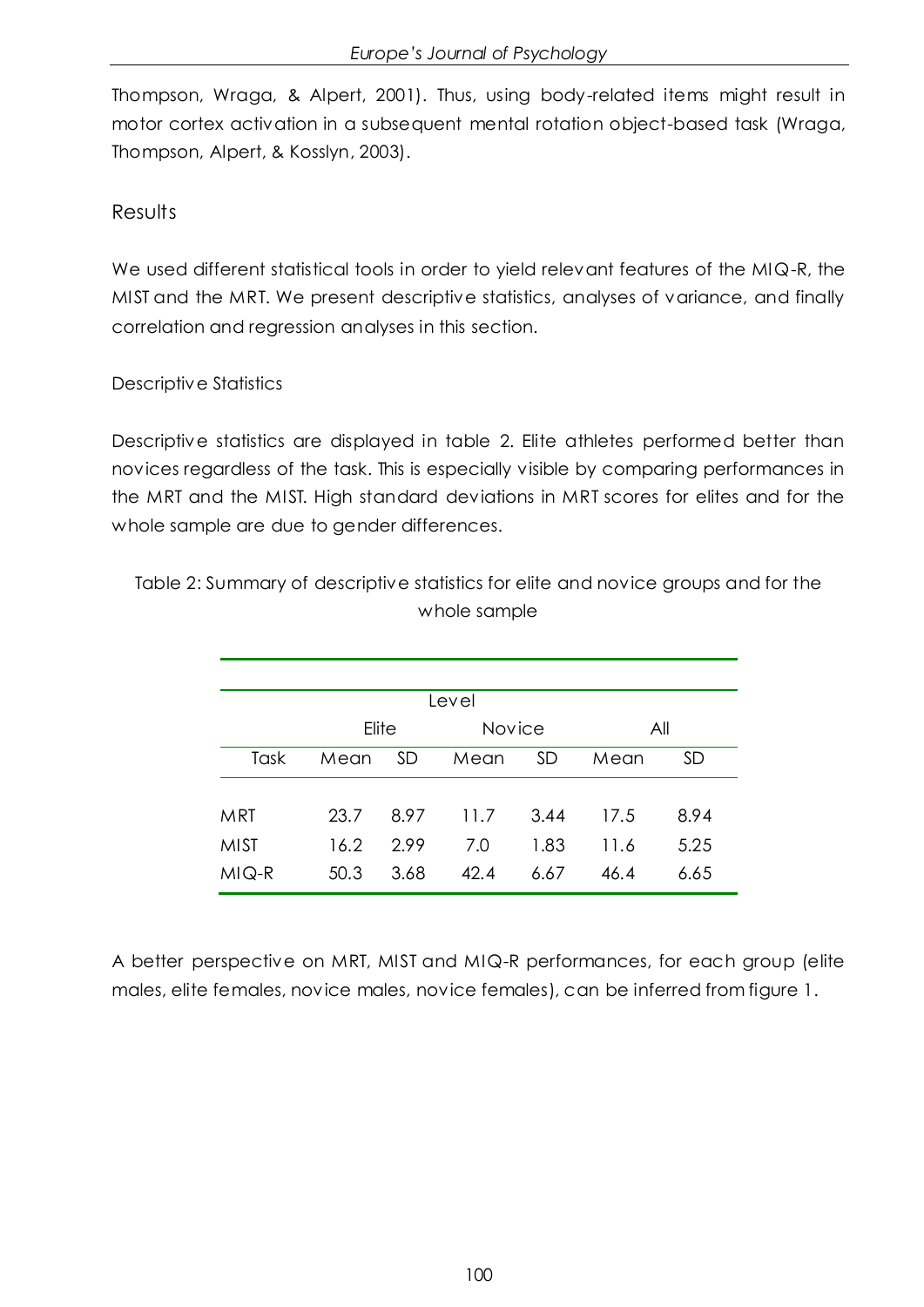Thompson, Wraga, & Alpert, 2001). Thus, using body-related items might result in motor cortex activation in a subsequent mental rotation object-based task (Wraga, Thompson, Alpert, & Kosslyn, 2003).

## Results

We used different statistical tools in order to yield relevant features of the MIQ-R, the MIST and the MRT. We present descriptive statistics, analyses of variance, and finally correlation and regression analyses in this section.

### Descriptive Statistics

Descriptive statistics are displayed in table 2. Elite athletes performed better than novices regardless of the task. This is especially visible by comparing performances in the MRT and the MIST. High standard deviations in MRT scores for elites and for the whole sample are due to gender differences.

Table 2: Summary of descriptive statistics for elite and novice groups and for the whole sample

| | Level | | | | | |
|---|---|---|---|---|---|---|
| | Elite | | Novice | | All | |
| Task | Mean | SD | Mean | SD | Mean | SD |
| MRT | 23.7 | 8.97 | 11.7 | 3.44 | 17.5 | 8.94 |
| MIST | 16.2 | 2.99 | 7.0 | 1.83 | 11.6 | 5.25 |
| MIQ-R | 50.3 | 3.68 | 42.4 | 6.67 | 46.4 | 6.65 |

A better perspective on MRT, MIST and MIQ-R performances, for each group (elite males, elite females, novice males, novice females), can be inferred from figure 1.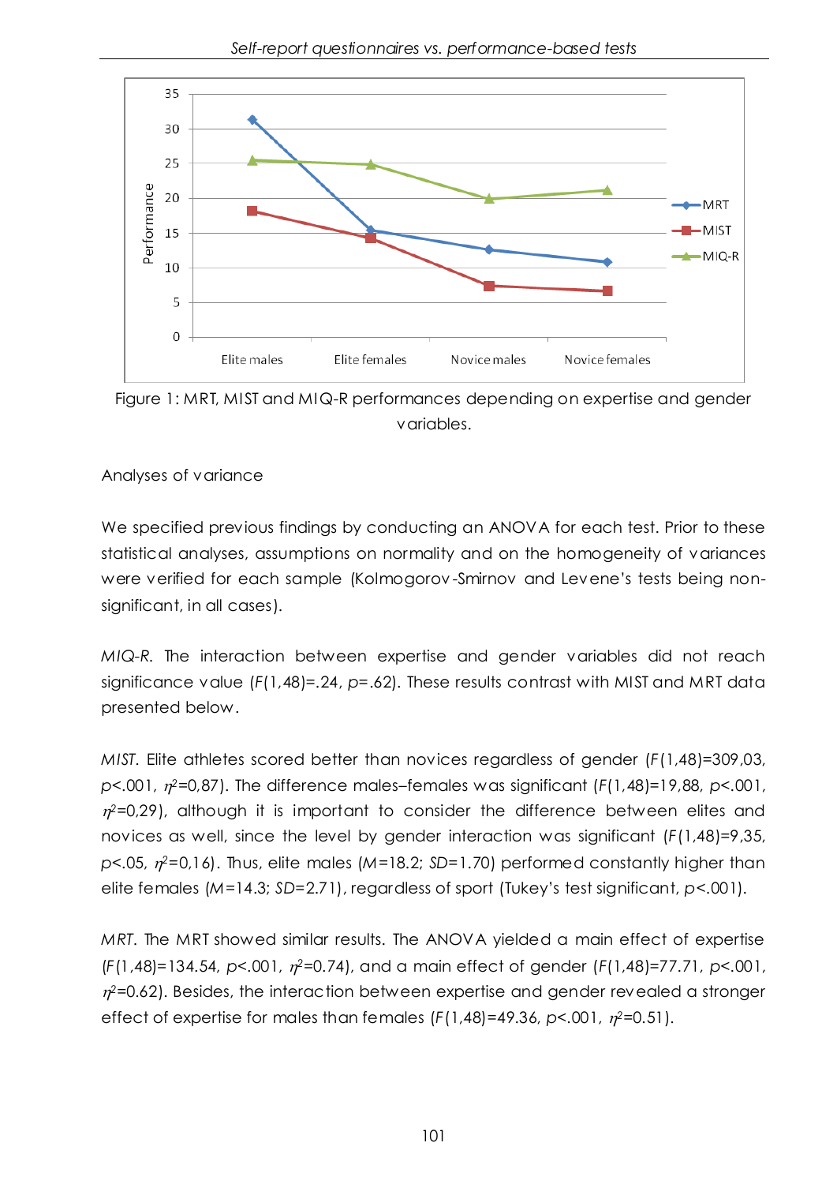Figure 1: MRT, MIST and MIQ-R performances depending on expertise and gender variables.

Analyses of variance

We specified previous findings by conducting an ANOVA for each test. Prior to these statistical analyses, assumptions on normality and on the homogeneity of variances were verified for each sample (Kolmogorov-Smirnov and Levene's tests being non-significant, in all cases).

*MIQ-R.* The interaction between expertise and gender variables did not reach significance value ($F(1,48)=.24$, $p=.62$). These results contrast with MIST and MRT data presented below.

*MIST.* Elite athletes scored better than novices regardless of gender ($F(1,48)=309{,}03$, $p<.001$, $\eta^2=0{,}87$). The difference males–females was significant ($F(1,48)=19{,}88$, $p<.001$, $\eta^2=0{,}29$), although it is important to consider the difference between elites and novices as well, since the level by gender interaction was significant ($F(1,48)=9{,}35$, $p<.05$, $\eta^2=0{,}16$). Thus, elite males ($M=18.2$; $SD=1.70$) performed constantly higher than elite females ($M=14.3$; $SD=2.71$), regardless of sport (Tukey's test significant, $p<.001$).

*MRT.* The MRT showed similar results. The ANOVA yielded a main effect of expertise ($F(1,48)=134.54$, $p<.001$, $\eta^2=0.74$), and a main effect of gender ($F(1,48)=77.71$, $p<.001$, $\eta^2=0.62$). Besides, the interaction between expertise and gender revealed a stronger effect of expertise for males than females ($F(1,48)=49.36$, $p<.001$, $\eta^2=0.51$).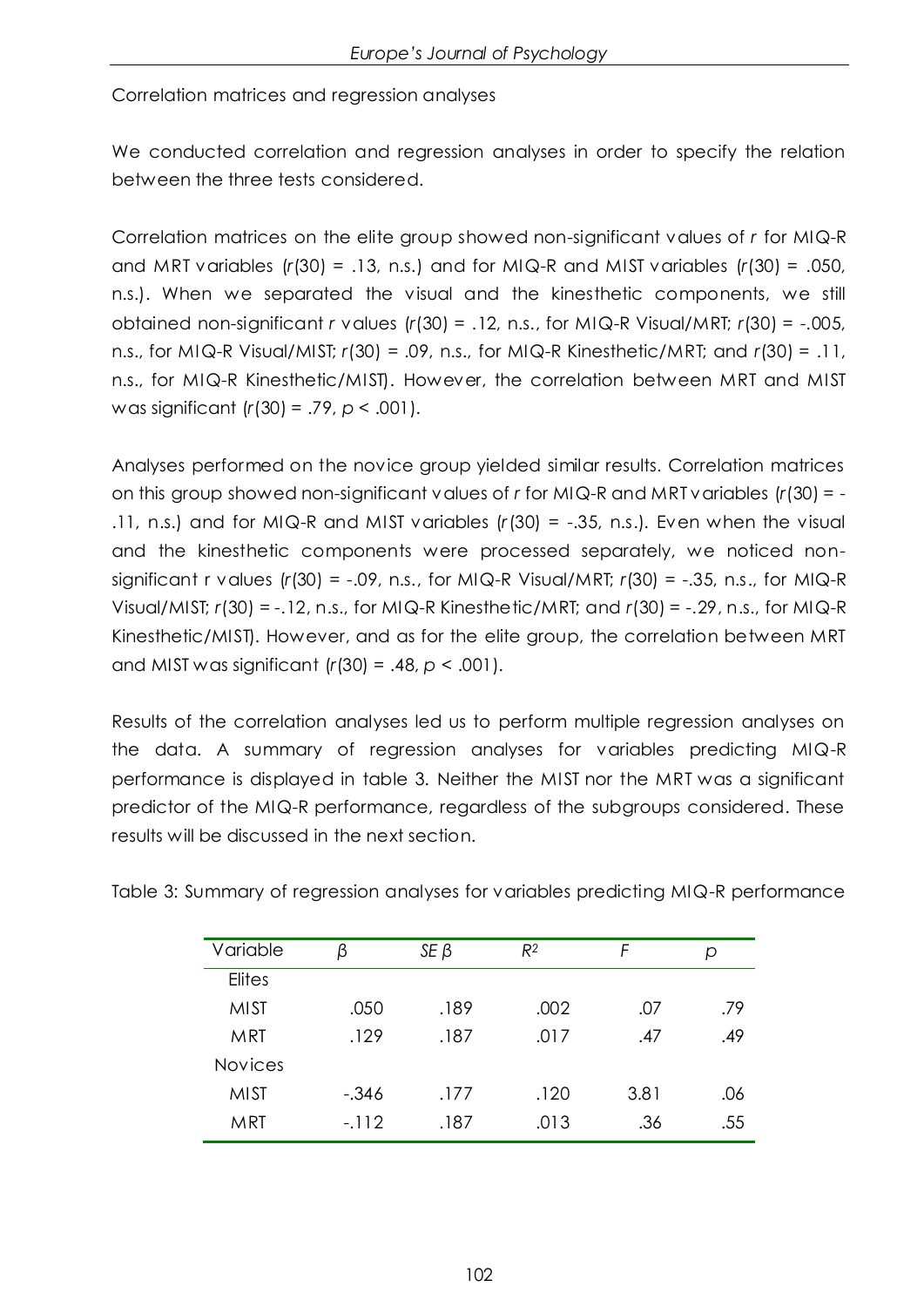Correlation matrices and regression analyses

We conducted correlation and regression analyses in order to specify the relation between the three tests considered.

Correlation matrices on the elite group showed non-significant values of *r* for MIQ-R and MRT variables ($r(30) = .13$, n.s.) and for MIQ-R and MIST variables ($r(30) = .050$, n.s.). When we separated the visual and the kinesthetic components, we still obtained non-significant *r* values ($r(30) = .12$, n.s., for MIQ-R Visual/MRT; $r(30) = -.005$, n.s., for MIQ-R Visual/MIST; $r(30) = .09$, n.s., for MIQ-R Kinesthetic/MRT; and $r(30) = .11$, n.s., for MIQ-R Kinesthetic/MIST). However, the correlation between MRT and MIST was significant ($r(30) = .79$, $p < .001$).

Analyses performed on the novice group yielded similar results. Correlation matrices on this group showed non-significant values of *r* for MIQ-R and MRT variables ($r(30) = -.11$, n.s.) and for MIQ-R and MIST variables ($r(30) = -.35$, n.s.). Even when the visual and the kinesthetic components were processed separately, we noticed non-significant r values ($r(30) = -.09$, n.s., for MIQ-R Visual/MRT; $r(30) = -.35$, n.s., for MIQ-R Visual/MIST; $r(30) = -.12$, n.s., for MIQ-R Kinesthetic/MRT; and $r(30) = -.29$, n.s., for MIQ-R Kinesthetic/MIST). However, and as for the elite group, the correlation between MRT and MIST was significant ($r(30) = .48$, $p < .001$).

Results of the correlation analyses led us to perform multiple regression analyses on the data. A summary of regression analyses for variables predicting MIQ-R performance is displayed in table 3. Neither the MIST nor the MRT was a significant predictor of the MIQ-R performance, regardless of the subgroups considered. These results will be discussed in the next section.

Table 3: Summary of regression analyses for variables predicting MIQ-R performance

| Variable | $\beta$ | $SE\ \beta$ | $R^2$ | $F$ | $p$ |
|---|---|---|---|---|---|
| Elites | | | | | |
| MIST | .050 | .189 | .002 | .07 | .79 |
| MRT | .129 | .187 | .017 | .47 | .49 |
| Novices | | | | | |
| MIST | -.346 | .177 | .120 | 3.81 | .06 |
| MRT | -.112 | .187 | .013 | .36 | .55 |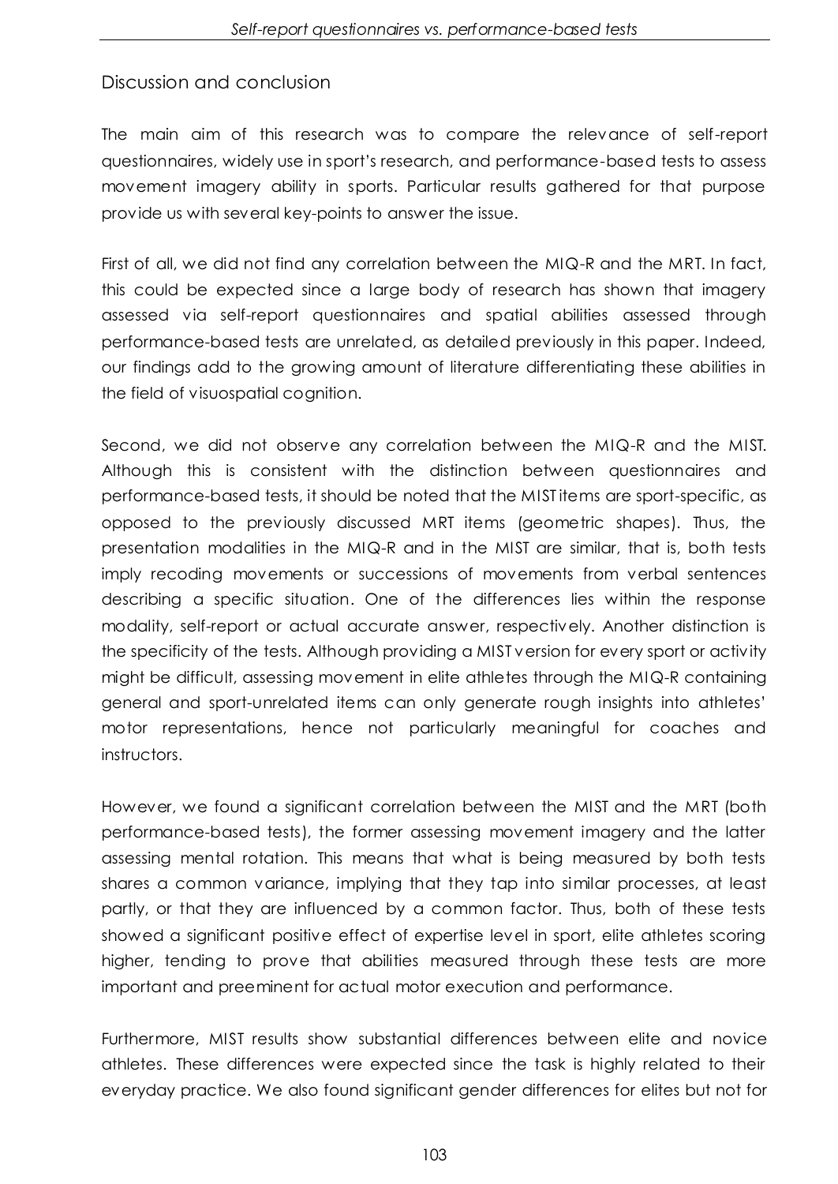## Discussion and conclusion

The main aim of this research was to compare the relevance of self-report questionnaires, widely use in sport's research, and performance-based tests to assess movement imagery ability in sports. Particular results gathered for that purpose provide us with several key-points to answer the issue.

First of all, we did not find any correlation between the MIQ-R and the MRT. In fact, this could be expected since a large body of research has shown that imagery assessed via self-report questionnaires and spatial abilities assessed through performance-based tests are unrelated, as detailed previously in this paper. Indeed, our findings add to the growing amount of literature differentiating these abilities in the field of visuospatial cognition.

Second, we did not observe any correlation between the MIQ-R and the MIST. Although this is consistent with the distinction between questionnaires and performance-based tests, it should be noted that the MIST items are sport-specific, as opposed to the previously discussed MRT items (geometric shapes). Thus, the presentation modalities in the MIQ-R and in the MIST are similar, that is, both tests imply recoding movements or successions of movements from verbal sentences describing a specific situation. One of the differences lies within the response modality, self-report or actual accurate answer, respectively. Another distinction is the specificity of the tests. Although providing a MIST version for every sport or activity might be difficult, assessing movement in elite athletes through the MIQ-R containing general and sport-unrelated items can only generate rough insights into athletes' motor representations, hence not particularly meaningful for coaches and instructors.

However, we found a significant correlation between the MIST and the MRT (both performance-based tests), the former assessing movement imagery and the latter assessing mental rotation. This means that what is being measured by both tests shares a common variance, implying that they tap into similar processes, at least partly, or that they are influenced by a common factor. Thus, both of these tests showed a significant positive effect of expertise level in sport, elite athletes scoring higher, tending to prove that abilities measured through these tests are more important and preeminent for actual motor execution and performance.

Furthermore, MIST results show substantial differences between elite and novice athletes. These differences were expected since the task is highly related to their everyday practice. We also found significant gender differences for elites but not for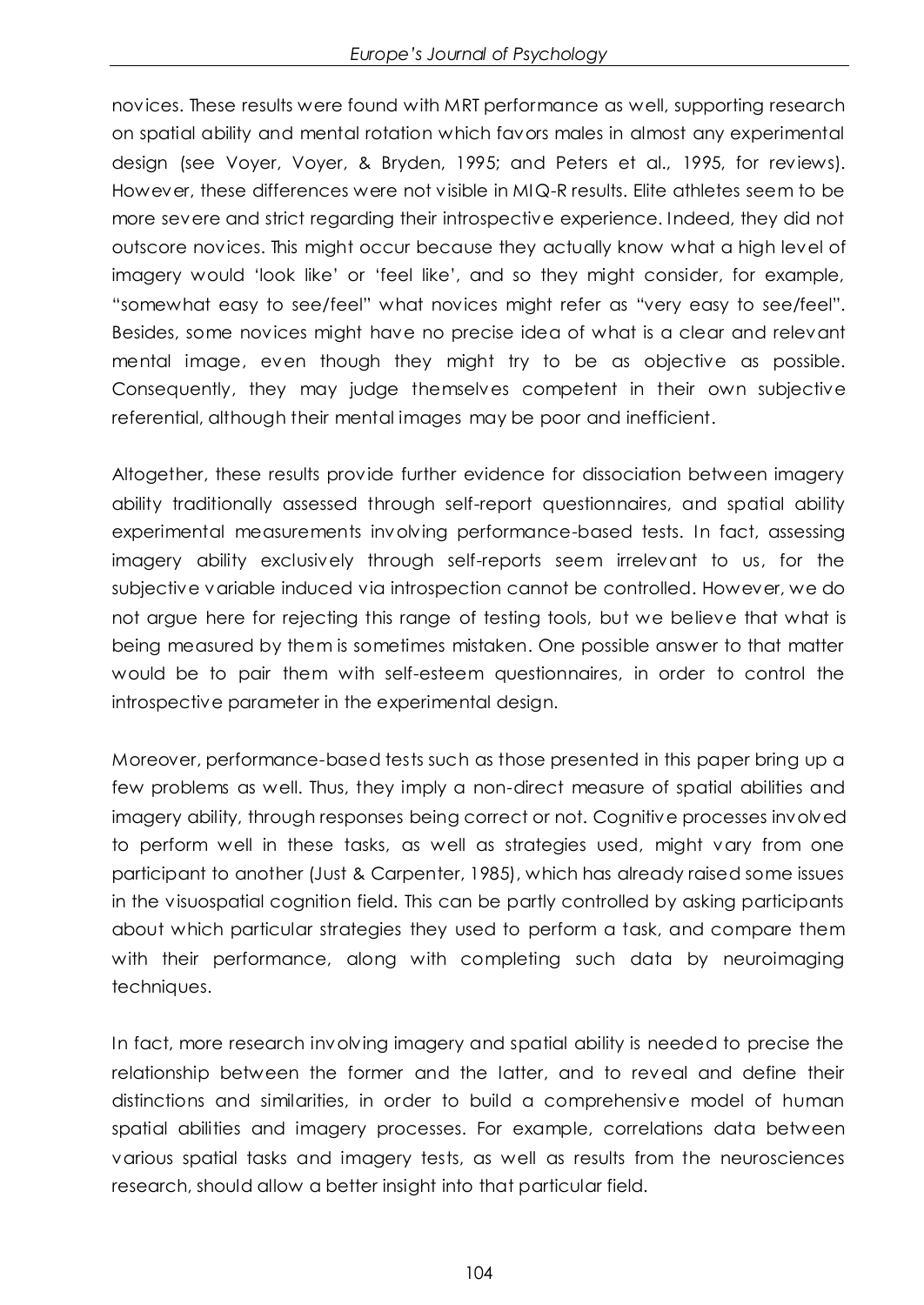novices. These results were found with MRT performance as well, supporting research on spatial ability and mental rotation which favors males in almost any experimental design (see Voyer, Voyer, & Bryden, 1995; and Peters et al., 1995, for reviews). However, these differences were not visible in MIQ-R results. Elite athletes seem to be more severe and strict regarding their introspective experience. Indeed, they did not outscore novices. This might occur because they actually know what a high level of imagery would 'look like' or 'feel like', and so they might consider, for example, "somewhat easy to see/feel" what novices might refer as "very easy to see/feel". Besides, some novices might have no precise idea of what is a clear and relevant mental image, even though they might try to be as objective as possible. Consequently, they may judge themselves competent in their own subjective referential, although their mental images may be poor and inefficient.

Altogether, these results provide further evidence for dissociation between imagery ability traditionally assessed through self-report questionnaires, and spatial ability experimental measurements involving performance-based tests. In fact, assessing imagery ability exclusively through self-reports seem irrelevant to us, for the subjective variable induced via introspection cannot be controlled. However, we do not argue here for rejecting this range of testing tools, but we believe that what is being measured by them is sometimes mistaken. One possible answer to that matter would be to pair them with self-esteem questionnaires, in order to control the introspective parameter in the experimental design.

Moreover, performance-based tests such as those presented in this paper bring up a few problems as well. Thus, they imply a non-direct measure of spatial abilities and imagery ability, through responses being correct or not. Cognitive processes involved to perform well in these tasks, as well as strategies used, might vary from one participant to another (Just & Carpenter, 1985), which has already raised some issues in the visuospatial cognition field. This can be partly controlled by asking participants about which particular strategies they used to perform a task, and compare them with their performance, along with completing such data by neuroimaging techniques.

In fact, more research involving imagery and spatial ability is needed to precise the relationship between the former and the latter, and to reveal and define their distinctions and similarities, in order to build a comprehensive model of human spatial abilities and imagery processes. For example, correlations data between various spatial tasks and imagery tests, as well as results from the neurosciences research, should allow a better insight into that particular field.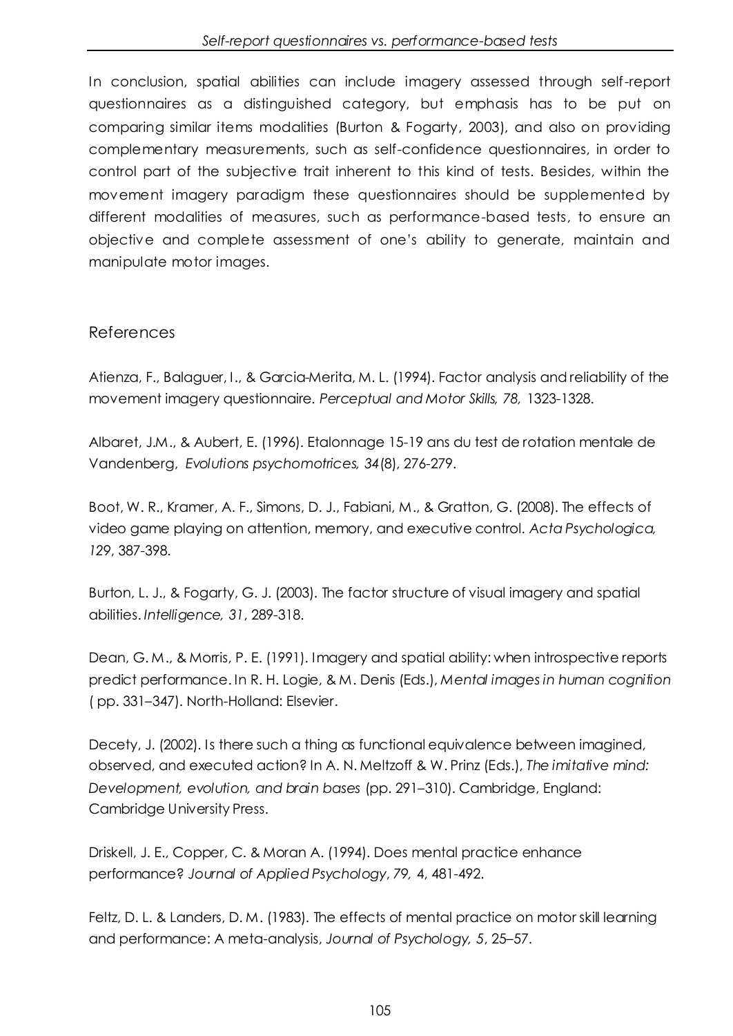In conclusion, spatial abilities can include imagery assessed through self-report questionnaires as a distinguished category, but emphasis has to be put on comparing similar items modalities (Burton & Fogarty, 2003), and also on providing complementary measurements, such as self-confidence questionnaires, in order to control part of the subjective trait inherent to this kind of tests. Besides, within the movement imagery paradigm these questionnaires should be supplemented by different modalities of measures, such as performance-based tests, to ensure an objective and complete assessment of one's ability to generate, maintain and manipulate motor images.

## References

Atienza, F., Balaguer, I., & Garcia-Merita, M. L. (1994). Factor analysis and reliability of the movement imagery questionnaire. *Perceptual and Motor Skills, 78,* 1323-1328.

Albaret, J.M., & Aubert, E. (1996). Etalonnage 15-19 ans du test de rotation mentale de Vandenberg, *Evolutions psychomotrices, 34*(8), 276-279.

Boot, W. R., Kramer, A. F., Simons, D. J., Fabiani, M., & Gratton, G. (2008). The effects of video game playing on attention, memory, and executive control. *Acta Psychologica, 129*, 387-398.

Burton, L. J., & Fogarty, G. J. (2003). The factor structure of visual imagery and spatial abilities. *Intelligence, 31*, 289-318.

Dean, G. M., & Morris, P. E. (1991). Imagery and spatial ability: when introspective reports predict performance. In R. H. Logie, & M. Denis (Eds.), *Mental images in human cognition* ( pp. 331–347). North-Holland: Elsevier.

Decety, J. (2002). Is there such a thing as functional equivalence between imagined, observed, and executed action? In A. N. Meltzoff & W. Prinz (Eds.), *The imitative mind: Development, evolution, and brain bases* (pp. 291–310). Cambridge, England: Cambridge University Press.

Driskell, J. E., Copper, C. & Moran A. (1994). Does mental practice enhance performance? *Journal of Applied Psychology*, *79,* 4, 481-492.

Feltz, D. L. & Landers, D. M. (1983). The effects of mental practice on motor skill learning and performance: A meta-analysis, *Journal of Psychology, 5*, 25–57.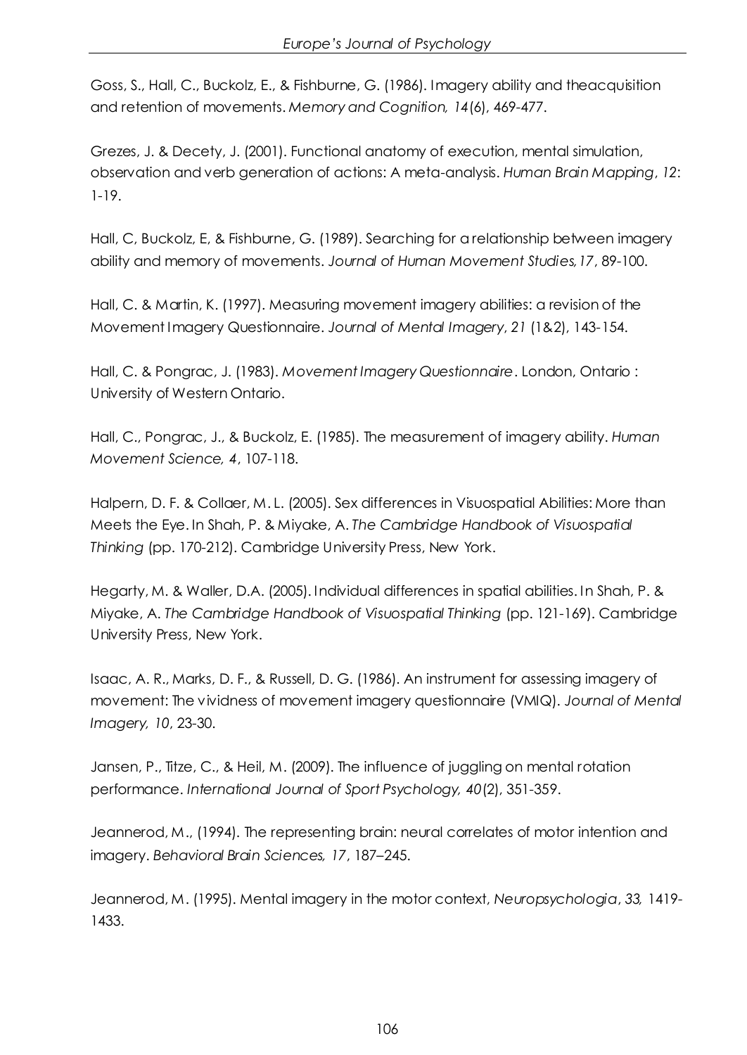Goss, S., Hall, C., Buckolz, E., & Fishburne, G. (1986). Imagery ability and theacquisition and retention of movements. *Memory and Cognition, 14*(6), 469-477.

Grezes, J. & Decety, J. (2001). Functional anatomy of execution, mental simulation, observation and verb generation of actions: A meta-analysis. *Human Brain Mapping*, *12*: 1-19.

Hall, C, Buckolz, E, & Fishburne, G. (1989). Searching for a relationship between imagery ability and memory of movements. *Journal of Human Movement Studies,17*, 89-100.

Hall, C. & Martin, K. (1997). Measuring movement imagery abilities: a revision of the Movement Imagery Questionnaire. *Journal of Mental Imagery*, *21* (1&2), 143-154.

Hall, C. & Pongrac, J. (1983). *Movement Imagery Questionnaire*. London, Ontario : University of Western Ontario.

Hall, C., Pongrac, J., & Buckolz, E. (1985). The measurement of imagery ability. *Human Movement Science, 4*, 107-118.

Halpern, D. F. & Collaer, M. L. (2005). Sex differences in Visuospatial Abilities: More than Meets the Eye. In Shah, P. & Miyake, A. *The Cambridge Handbook of Visuospatial Thinking* (pp. 170-212). Cambridge University Press, New York.

Hegarty, M. & Waller, D.A. (2005). Individual differences in spatial abilities. In Shah, P. & Miyake, A. *The Cambridge Handbook of Visuospatial Thinking* (pp. 121-169). Cambridge University Press, New York.

Isaac, A. R., Marks, D. F., & Russell, D. G. (1986). An instrument for assessing imagery of movement: The vividness of movement imagery questionnaire (VMIQ). *Journal of Mental Imagery, 10*, 23-30.

Jansen, P., Titze, C., & Heil, M. (2009). The influence of juggling on mental rotation performance. *International Journal of Sport Psychology, 40*(2), 351-359.

Jeannerod, M., (1994). The representing brain: neural correlates of motor intention and imagery. *Behavioral Brain Sciences, 17*, 187–245.

Jeannerod, M. (1995). Mental imagery in the motor context, *Neuropsychologia*, *33,* 1419-1433.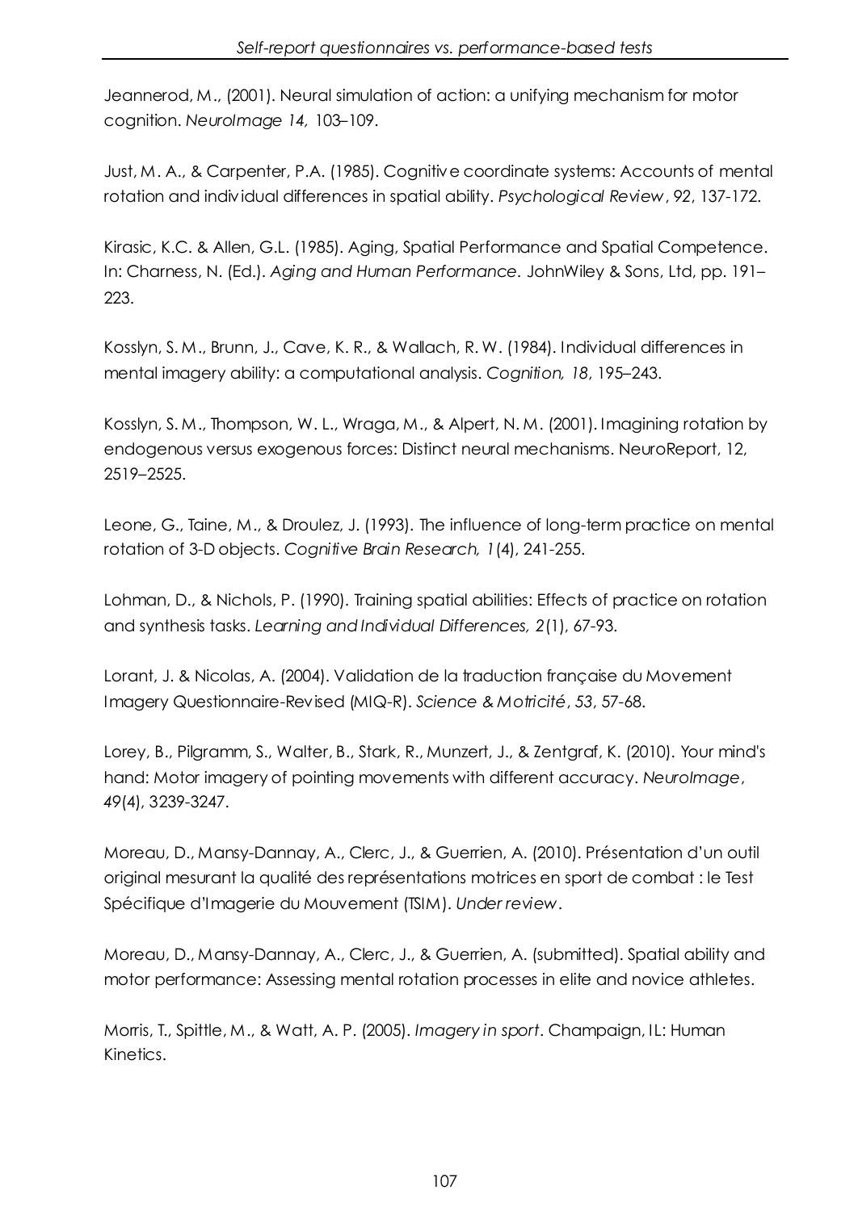Jeannerod, M., (2001). Neural simulation of action: a unifying mechanism for motor cognition. *NeuroImage 14,* 103–109.

Just, M. A., & Carpenter, P.A. (1985). Cognitive coordinate systems: Accounts of mental rotation and individual differences in spatial ability. *Psychological Review*, *92*, 137-172.

Kirasic, K.C. & Allen, G.L. (1985). Aging, Spatial Performance and Spatial Competence. In: Charness, N. (Ed.). *Aging and Human Performance.* JohnWiley & Sons, Ltd, pp. 191–223.

Kosslyn, S. M., Brunn, J., Cave, K. R., & Wallach, R. W. (1984). Individual differences in mental imagery ability: a computational analysis. *Cognition, 18*, 195–243.

Kosslyn, S. M., Thompson, W. L., Wraga, M., & Alpert, N. M. (2001). Imagining rotation by endogenous versus exogenous forces: Distinct neural mechanisms. NeuroReport, 12, 2519–2525.

Leone, G., Taine, M., & Droulez, J. (1993). The influence of long-term practice on mental rotation of 3-D objects. *Cognitive Brain Research, 1*(4), 241-255.

Lohman, D., & Nichols, P. (1990). Training spatial abilities: Effects of practice on rotation and synthesis tasks. *Learning and Individual Differences, 2*(1), 67-93.

Lorant, J. & Nicolas, A. (2004). Validation de la traduction française du Movement Imagery Questionnaire-Revised (MIQ-R). *Science & Motricité*, *53*, 57-68.

Lorey, B., Pilgramm, S., Walter, B., Stark, R., Munzert, J., & Zentgraf, K. (2010). Your mind's hand: Motor imagery of pointing movements with different accuracy. *NeuroImage*, *49*(4), 3239-3247.

Moreau, D., Mansy-Dannay, A., Clerc, J., & Guerrien, A. (2010). Présentation d'un outil original mesurant la qualité des représentations motrices en sport de combat : le Test Spécifique d'Imagerie du Mouvement (TSIM). *Under review*.

Moreau, D., Mansy-Dannay, A., Clerc, J., & Guerrien, A. (submitted). Spatial ability and motor performance: Assessing mental rotation processes in elite and novice athletes.

Morris, T., Spittle, M., & Watt, A. P. (2005). *Imagery in sport*. Champaign, IL: Human Kinetics.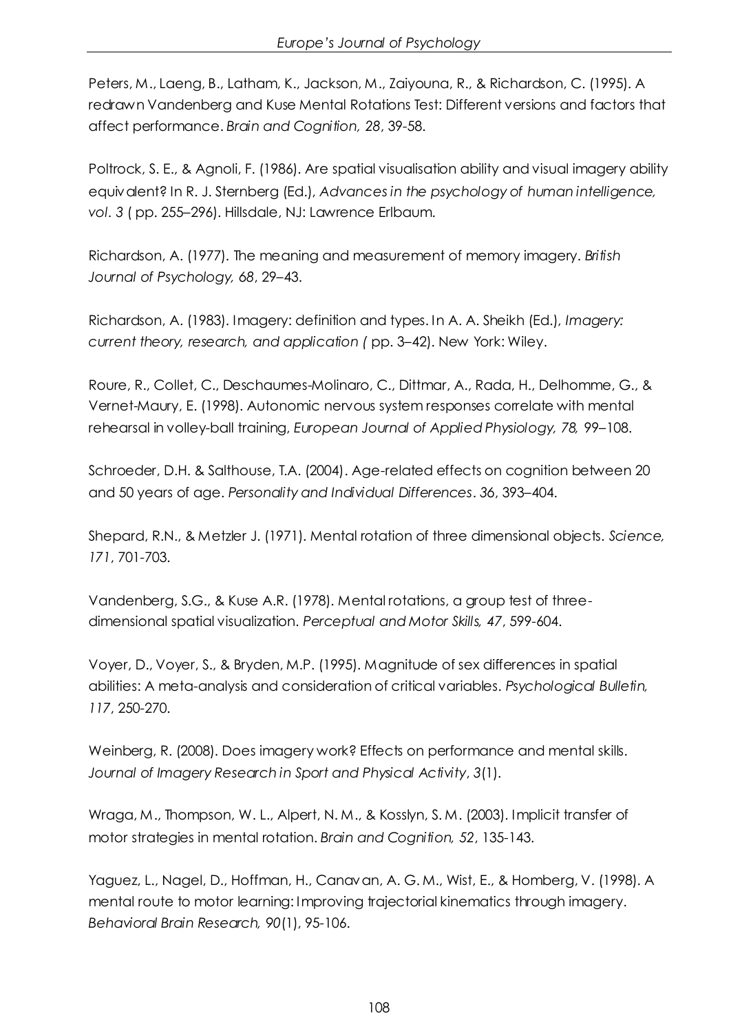Peters, M., Laeng, B., Latham, K., Jackson, M., Zaiyouna, R., & Richardson, C. (1995). A redrawn Vandenberg and Kuse Mental Rotations Test: Different versions and factors that affect performance. *Brain and Cognition, 28*, 39-58.

Poltrock, S. E., & Agnoli, F. (1986). Are spatial visualisation ability and visual imagery ability equivalent? In R. J. Sternberg (Ed.), *Advances in the psychology of human intelligence, vol. 3* ( pp. 255–296). Hillsdale, NJ: Lawrence Erlbaum.

Richardson, A. (1977). The meaning and measurement of memory imagery. *British Journal of Psychology, 68*, 29–43.

Richardson, A. (1983). Imagery: definition and types. In A. A. Sheikh (Ed.), *Imagery: current theory, research, and application (* pp. 3–42). New York: Wiley.

Roure, R., Collet, C., Deschaumes-Molinaro, C., Dittmar, A., Rada, H., Delhomme, G., & Vernet-Maury, E. (1998). Autonomic nervous system responses correlate with mental rehearsal in volley-ball training, *European Journal of Applied Physiology, 78,* 99–108.

Schroeder, D.H. & Salthouse, T.A. (2004). Age-related effects on cognition between 20 and 50 years of age. *Personality and Individual Differences*. *36*, 393–404.

Shepard, R.N., & Metzler J. (1971). Mental rotation of three dimensional objects. *Science, 171*, 701-703.

Vandenberg, S.G., & Kuse A.R. (1978). Mental rotations, a group test of three-dimensional spatial visualization. *Perceptual and Motor Skills, 47*, 599-604.

Voyer, D., Voyer, S., & Bryden, M.P. (1995). Magnitude of sex differences in spatial abilities: A meta-analysis and consideration of critical variables. *Psychological Bulletin, 117*, 250-270.

Weinberg, R. (2008). Does imagery work? Effects on performance and mental skills. *Journal of Imagery Research in Sport and Physical Activity*, *3*(1).

Wraga, M., Thompson, W. L., Alpert, N. M., & Kosslyn, S. M. (2003). Implicit transfer of motor strategies in mental rotation. *Brain and Cognition, 52*, 135-143.

Yaguez, L., Nagel, D., Hoffman, H., Canavan, A. G. M., Wist, E., & Homberg, V. (1998). A mental route to motor learning: Improving trajectorial kinematics through imagery. *Behavioral Brain Research, 90*(1), 95-106.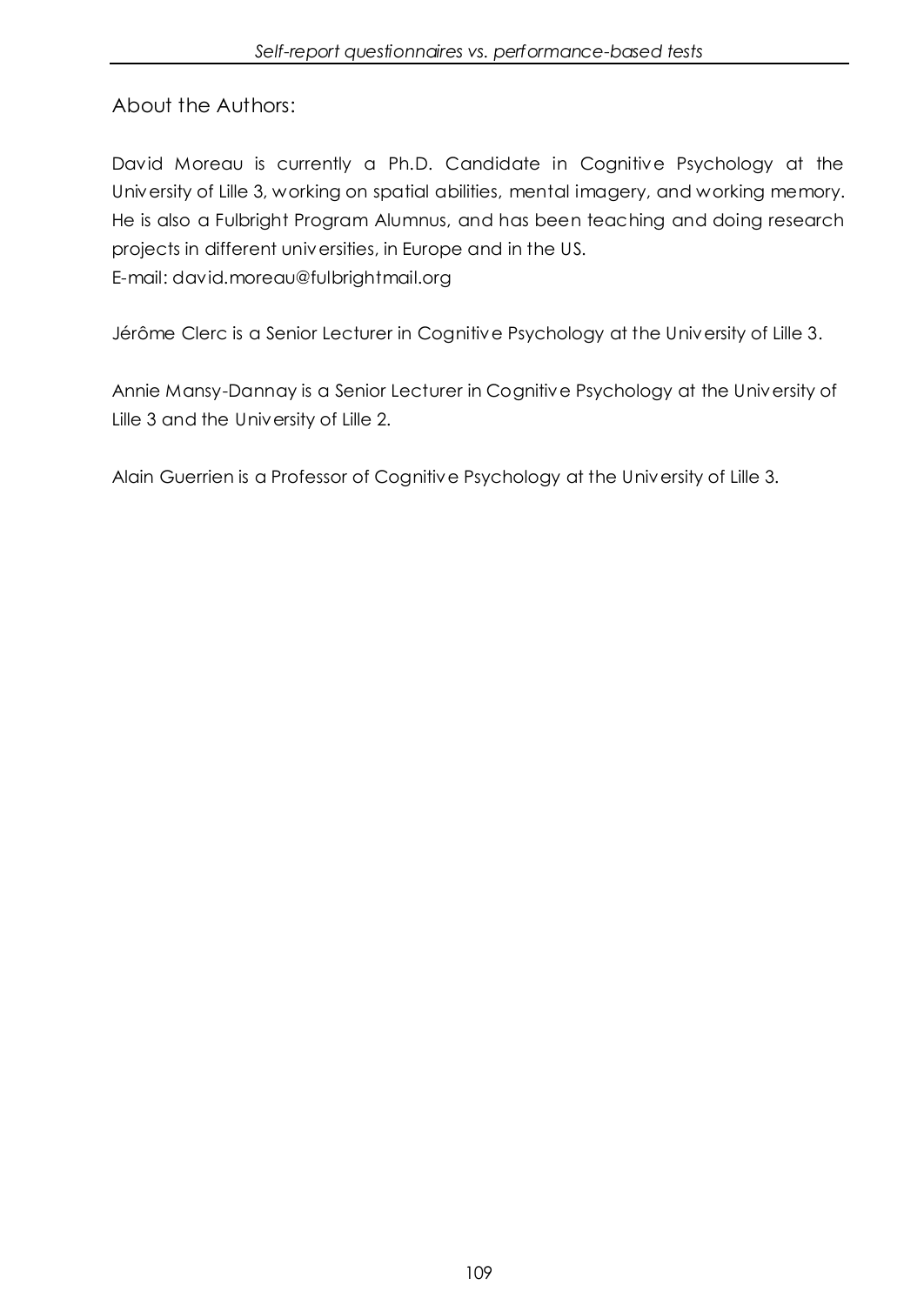About the Authors:

David Moreau is currently a Ph.D. Candidate in Cognitive Psychology at the University of Lille 3, working on spatial abilities, mental imagery, and working memory. He is also a Fulbright Program Alumnus, and has been teaching and doing research projects in different universities, in Europe and in the US.
E-mail: david.moreau@fulbrightmail.org

Jérôme Clerc is a Senior Lecturer in Cognitive Psychology at the University of Lille 3.

Annie Mansy-Dannay is a Senior Lecturer in Cognitive Psychology at the University of Lille 3 and the University of Lille 2.

Alain Guerrien is a Professor of Cognitive Psychology at the University of Lille 3.